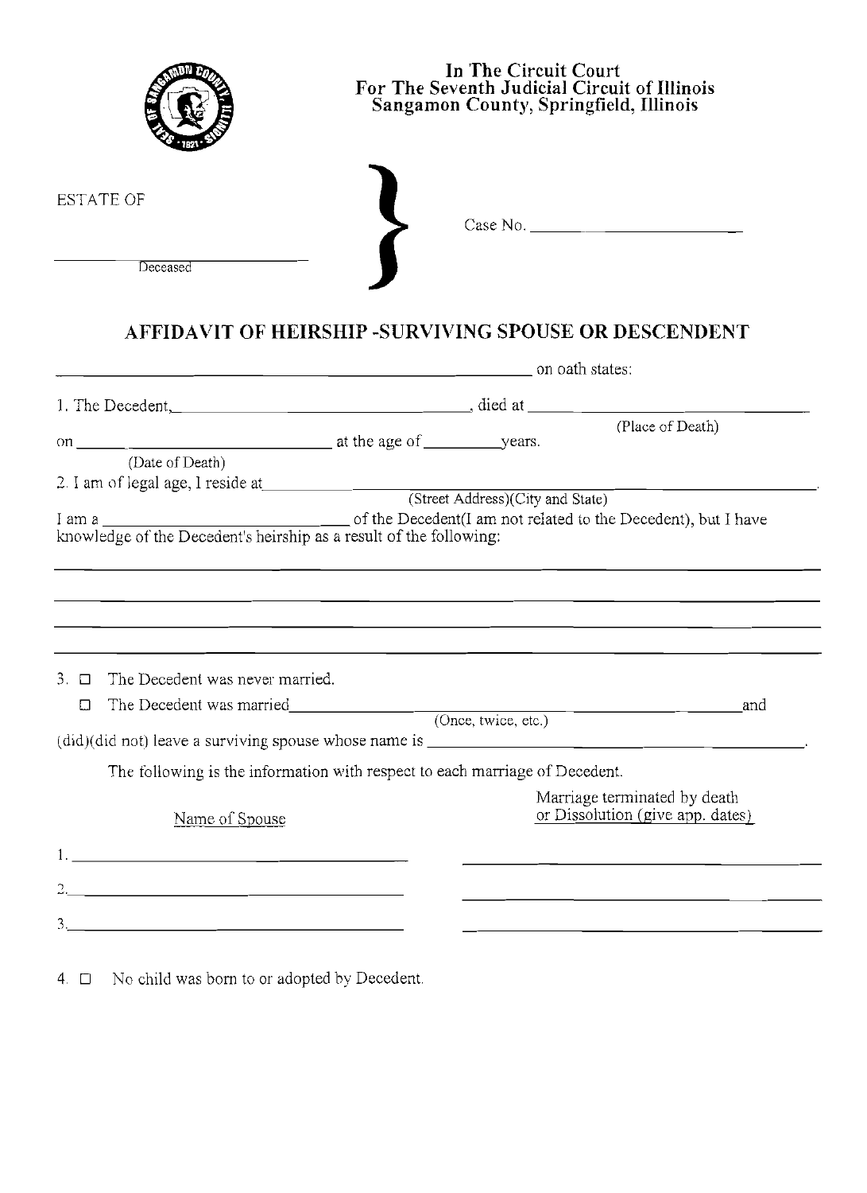In The Circuit Court
For The Seventh Judicial Circuit of Illinois
Sangamon County, Springfield, Illinois

ESTATE OF

______________________
Deceased

Case No. ______________________

# AFFIDAVIT OF HEIRSHIP -SURVIVING SPOUSE OR DESCENDENT

______________________________________________ on oath states:

1. The Decedent, ______________________________, died at ______________________________
(Place of Death)
on ______ ______________________ at the age of __________ years.
(Date of Death)

2. I am of legal age, I reside at ______________________________________________.
(Street Address)(City and State)

I am a ______________________ of the Decedent(I am not related to the Decedent), but I have knowledge of the Decedent's heirship as a result of the following:

______________________________________________________________________

______________________________________________________________________

______________________________________________________________________

______________________________________________________________________

3. ☐ The Decedent was never married.

☐ The Decedent was married ______________________________ and
(Once, twice, etc.)

(did)(did not) leave a surviving spouse whose name is ______________________________.

The following is the information with respect to each marriage of Decedent.

| Name of Spouse | Marriage terminated by death or Dissolution (give app. dates) |
|---|---|
| 1. | |
| 2. | |
| 3. | |

4. ☐ No child was born to or adopted by Decedent.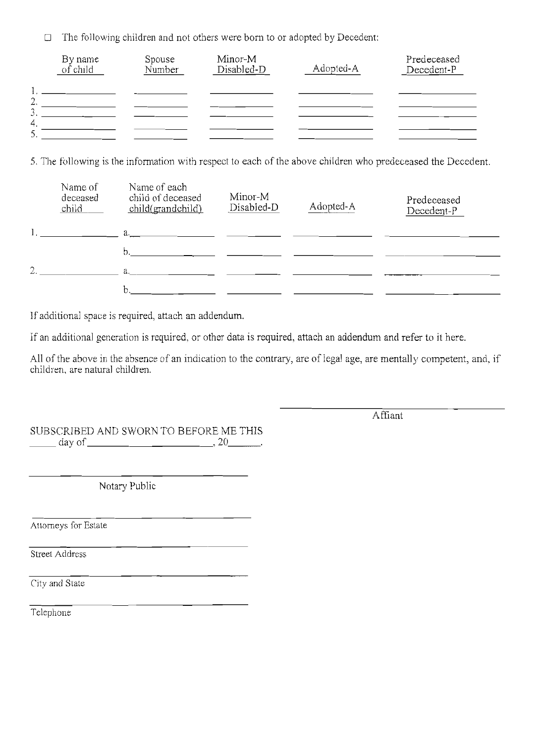☐ The following children and not others were born to or adopted by Decedent:

| | By name of child | Spouse Number | Minor-M Disabled-D | Adopted-A | Predeceased Decedent-P |
|---|---|---|---|---|---|
| 1. | | | | | |
| 2. | | | | | |
| 3. | | | | | |
| 4. | | | | | |
| 5. | | | | | |

5. The following is the information with respect to each of the above children who predeceased the Decedent.

| | Name of deceased child | Name of each child of deceased child(grandchild) | Minor-M Disabled-D | Adopted-A | Predeceased Decedent-P |
|---|---|---|---|---|---|
| 1. | | a. | | | |
| | | b. | | | |
| 2. | | a. | | | |
| | | b. | | | |

If additional space is required, attach an addendum.

If an additional generation is required, or other data is required, attach an addendum and refer to it here.

All of the above in the absence of an indication to the contrary, are of legal age, are mentally competent, and, if children, are natural children.

\_\_\_\_\_\_\_\_\_\_\_\_\_\_\_\_\_\_\_\_\_\_\_\_\_\_\_\_\_\_
Affiant

SUBSCRIBED AND SWORN TO BEFORE ME THIS \_\_\_\_\_ day of \_\_\_\_\_\_\_\_\_\_\_\_\_\_\_\_\_\_\_\_, 20\_\_\_\_\_.

\_\_\_\_\_\_\_\_\_\_\_\_\_\_\_\_\_\_\_\_\_\_\_\_\_\_\_\_\_\_
Notary Public

\_\_\_\_\_\_\_\_\_\_\_\_\_\_\_\_\_\_\_\_\_\_\_\_\_\_\_\_\_\_
Attorneys for Estate

\_\_\_\_\_\_\_\_\_\_\_\_\_\_\_\_\_\_\_\_\_\_\_\_\_\_\_\_\_\_
Street Address

\_\_\_\_\_\_\_\_\_\_\_\_\_\_\_\_\_\_\_\_\_\_\_\_\_\_\_\_\_\_
City and State

\_\_\_\_\_\_\_\_\_\_\_\_\_\_\_\_\_\_\_\_\_\_\_\_\_\_\_\_\_\_
Telephone